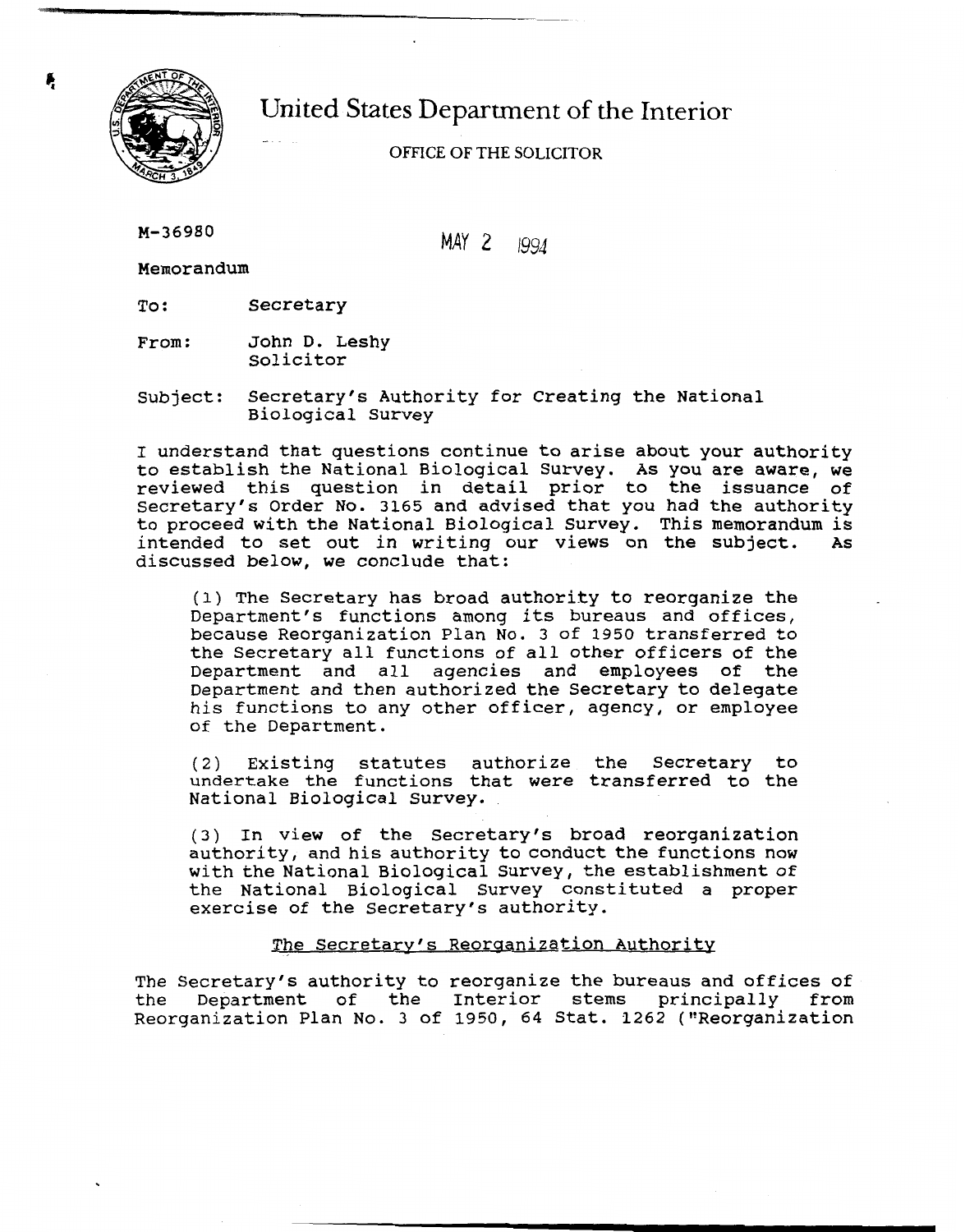# United States Department of the Interior

OFFICE OF THE SOLICITOR

M-36980

MAY 2 1994

Memorandum

To: Secretary

From: John D. Leshy
Solicitor

Subject: Secretary's Authority for Creating the National Biological Survey

I understand that questions continue to arise about your authority to establish the National Biological Survey. As you are aware, we reviewed this question in detail prior to the issuance of Secretary's Order No. 3165 and advised that you had the authority to proceed with the National Biological Survey. This memorandum is intended to set out in writing our views on the subject. As discussed below, we conclude that:

> (1) The Secretary has broad authority to reorganize the Department's functions among its bureaus and offices, because Reorganization Plan No. 3 of 1950 transferred to the Secretary all functions of all other officers of the Department and all agencies and employees of the Department and then authorized the Secretary to delegate his functions to any other officer, agency, or employee of the Department.
>
> (2) Existing statutes authorize the Secretary to undertake the functions that were transferred to the National Biological Survey.
>
> (3) In view of the Secretary's broad reorganization authority, and his authority to conduct the functions now with the National Biological Survey, the establishment of the National Biological Survey constituted a proper exercise of the Secretary's authority.

## The Secretary's Reorganization Authority

The Secretary's authority to reorganize the bureaus and offices of the Department of the Interior stems principally from Reorganization Plan No. 3 of 1950, 64 Stat. 1262 ("Reorganization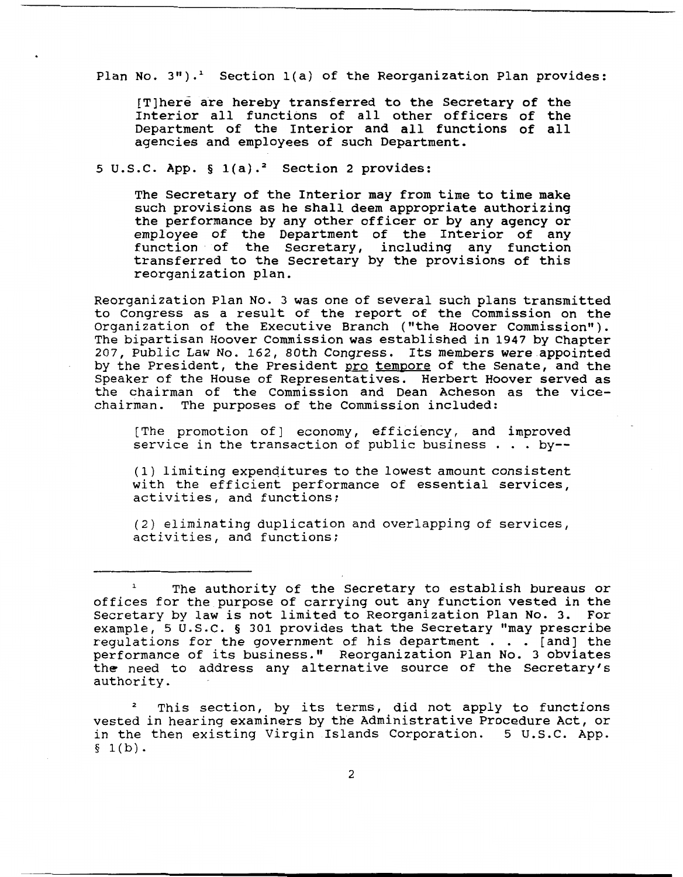Plan No. 3").[1] Section 1(a) of the Reorganization Plan provides:

> [T]here are hereby transferred to the Secretary of the Interior all functions of all other officers of the Department of the Interior and all functions of all agencies and employees of such Department.

5 U.S.C. App. § 1(a).[2] Section 2 provides:

> The Secretary of the Interior may from time to time make such provisions as he shall deem appropriate authorizing the performance by any other officer or by any agency or employee of the Department of the Interior of any function of the Secretary, including any function transferred to the Secretary by the provisions of this reorganization plan.

Reorganization Plan No. 3 was one of several such plans transmitted to Congress as a result of the report of the Commission on the Organization of the Executive Branch ("the Hoover Commission"). The bipartisan Hoover Commission was established in 1947 by Chapter 207, Public Law No. 162, 80th Congress. Its members were appointed by the President, the President pro tempore of the Senate, and the Speaker of the House of Representatives. Herbert Hoover served as the chairman of the Commission and Dean Acheson as the vice-chairman. The purposes of the Commission included:

> [The promotion of] economy, efficiency, and improved service in the transaction of public business . . . by--
>
> (1) limiting expenditures to the lowest amount consistent with the efficient performance of essential services, activities, and functions;
>
> (2) eliminating duplication and overlapping of services, activities, and functions;

---

[1] The authority of the Secretary to establish bureaus or offices for the purpose of carrying out any function vested in the Secretary by law is not limited to Reorganization Plan No. 3. For example, 5 U.S.C. § 301 provides that the Secretary "may prescribe regulations for the government of his department . . . [and] the performance of its business." Reorganization Plan No. 3 obviates the need to address any alternative source of the Secretary's authority.

[2] This section, by its terms, did not apply to functions vested in hearing examiners by the Administrative Procedure Act, or in the then existing Virgin Islands Corporation. 5 U.S.C. App. § 1(b).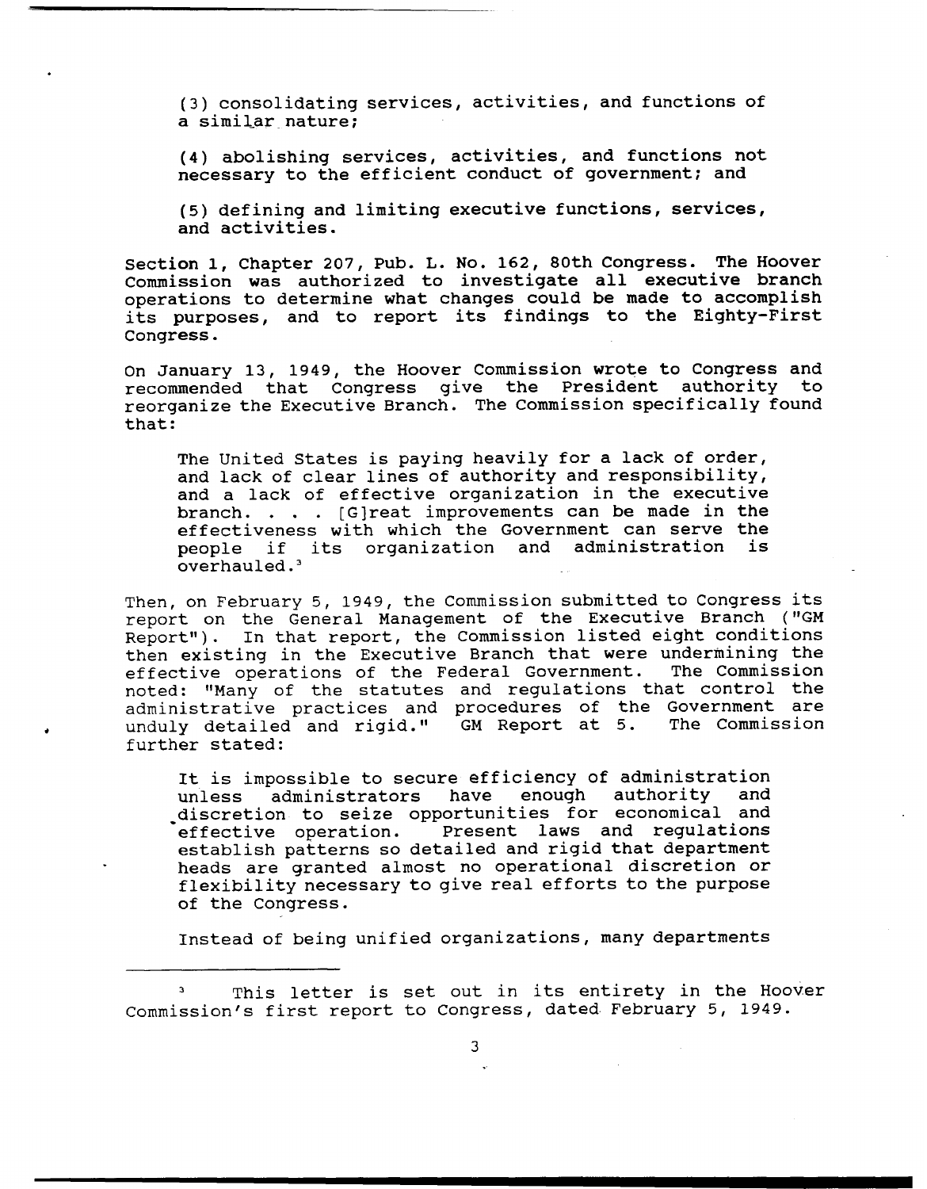(3) consolidating services, activities, and functions of a similar nature;

(4) abolishing services, activities, and functions not necessary to the efficient conduct of government; and

(5) defining and limiting executive functions, services, and activities.

Section 1, Chapter 207, Pub. L. No. 162, 80th Congress. The Hoover Commission was authorized to investigate all executive branch operations to determine what changes could be made to accomplish its purposes, and to report its findings to the Eighty-First Congress.

On January 13, 1949, the Hoover Commission wrote to Congress and recommended that Congress give the President authority to reorganize the Executive Branch. The Commission specifically found that:

> The United States is paying heavily for a lack of order, and lack of clear lines of authority and responsibility, and a lack of effective organization in the executive branch. . . . [G]reat improvements can be made in the effectiveness with which the Government can serve the people if its organization and administration is overhauled.[3]

Then, on February 5, 1949, the Commission submitted to Congress its report on the General Management of the Executive Branch ("GM Report"). In that report, the Commission listed eight conditions then existing in the Executive Branch that were undermining the effective operations of the Federal Government. The Commission noted: "Many of the statutes and regulations that control the administrative practices and procedures of the Government are unduly detailed and rigid." GM Report at 5. The Commission further stated:

> It is impossible to secure efficiency of administration unless administrators have enough authority and discretion to seize opportunities for economical and effective operation. Present laws and regulations establish patterns so detailed and rigid that department heads are granted almost no operational discretion or flexibility necessary to give real efforts to the purpose of the Congress.
>
> Instead of being unified organizations, many departments

[3] This letter is set out in its entirety in the Hoover Commission's first report to Congress, dated February 5, 1949.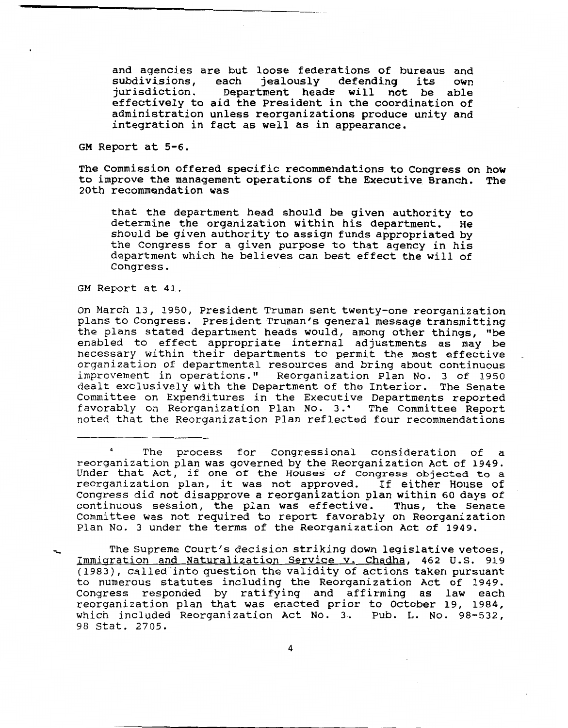> and agencies are but loose federations of bureaus and subdivisions, each jealously defending its own jurisdiction. Department heads will not be able effectively to aid the President in the coordination of administration unless reorganizations produce unity and integration in fact as well as in appearance.

GM Report at 5-6.

The Commission offered specific recommendations to Congress on how to improve the management operations of the Executive Branch. The 20th recommendation was

> that the department head should be given authority to determine the organization within his department. He should be given authority to assign funds appropriated by the Congress for a given purpose to that agency in his department which he believes can best effect the will of Congress.

GM Report at 41.

On March 13, 1950, President Truman sent twenty-one reorganization plans to Congress. President Truman's general message transmitting the plans stated department heads would, among other things, "be enabled to effect appropriate internal adjustments as may be necessary within their departments to permit the most effective organization of departmental resources and bring about continuous improvement in operations." Reorganization Plan No. 3 of 1950 dealt exclusively with the Department of the Interior. The Senate Committee on Expenditures in the Executive Departments reported favorably on Reorganization Plan No. 3.[4] The Committee Report noted that the Reorganization Plan reflected four recommendations

---

[4] The process for Congressional consideration of a reorganization plan was governed by the Reorganization Act of 1949. Under that Act, if one of the Houses of Congress objected to a reorganization plan, it was not approved. If either House of Congress did not disapprove a reorganization plan within 60 days of continuous session, the plan was effective. Thus, the Senate Committee was not required to report favorably on Reorganization Plan No. 3 under the terms of the Reorganization Act of 1949.

The Supreme Court's decision striking down legislative vetoes, Immigration and Naturalization Service v. Chadha, 462 U.S. 919 (1983), called into question the validity of actions taken pursuant to numerous statutes including the Reorganization Act of 1949. Congress responded by ratifying and affirming as law each reorganization plan that was enacted prior to October 19, 1984, which included Reorganization Act No. 3. Pub. L. No. 98-532, 98 Stat. 2705.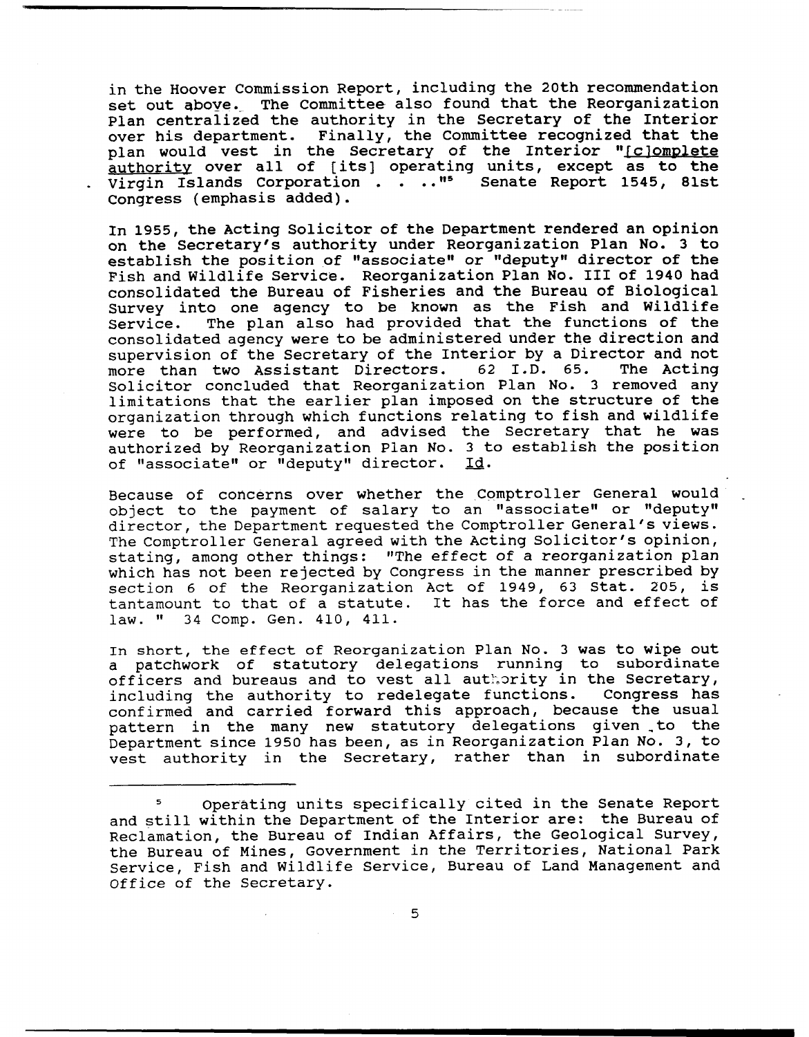in the Hoover Commission Report, including the 20th recommendation set out above. The Committee also found that the Reorganization Plan centralized the authority in the Secretary of the Interior over his department. Finally, the Committee recognized that the plan would vest in the Secretary of the Interior "<u>[c]omplete authority</u> over all of [its] operating units, except as to the Virgin Islands Corporation . . . ."[5] Senate Report 1545, 81st Congress (emphasis added).

In 1955, the Acting Solicitor of the Department rendered an opinion on the Secretary's authority under Reorganization Plan No. 3 to establish the position of "associate" or "deputy" director of the Fish and Wildlife Service. Reorganization Plan No. III of 1940 had consolidated the Bureau of Fisheries and the Bureau of Biological Survey into one agency to be known as the Fish and Wildlife Service. The plan also had provided that the functions of the consolidated agency were to be administered under the direction and supervision of the Secretary of the Interior by a Director and not more than two Assistant Directors. 62 I.D. 65. The Acting Solicitor concluded that Reorganization Plan No. 3 removed any limitations that the earlier plan imposed on the structure of the organization through which functions relating to fish and wildlife were to be performed, and advised the Secretary that he was authorized by Reorganization Plan No. 3 to establish the position of "associate" or "deputy" director. <u>Id</u>.

Because of concerns over whether the Comptroller General would object to the payment of salary to an "associate" or "deputy" director, the Department requested the Comptroller General's views. The Comptroller General agreed with the Acting Solicitor's opinion, stating, among other things: "The effect of a reorganization plan which has not been rejected by Congress in the manner prescribed by section 6 of the Reorganization Act of 1949, 63 Stat. 205, is tantamount to that of a statute. It has the force and effect of law. " 34 Comp. Gen. 410, 411.

In short, the effect of Reorganization Plan No. 3 was to wipe out a patchwork of statutory delegations running to subordinate officers and bureaus and to vest all authority in the Secretary, including the authority to redelegate functions. Congress has confirmed and carried forward this approach, because the usual pattern in the many new statutory delegations given to the Department since 1950 has been, as in Reorganization Plan No. 3, to vest authority in the Secretary, rather than in subordinate

---

[5] Operating units specifically cited in the Senate Report and still within the Department of the Interior are: the Bureau of Reclamation, the Bureau of Indian Affairs, the Geological Survey, the Bureau of Mines, Government in the Territories, National Park Service, Fish and Wildlife Service, Bureau of Land Management and Office of the Secretary.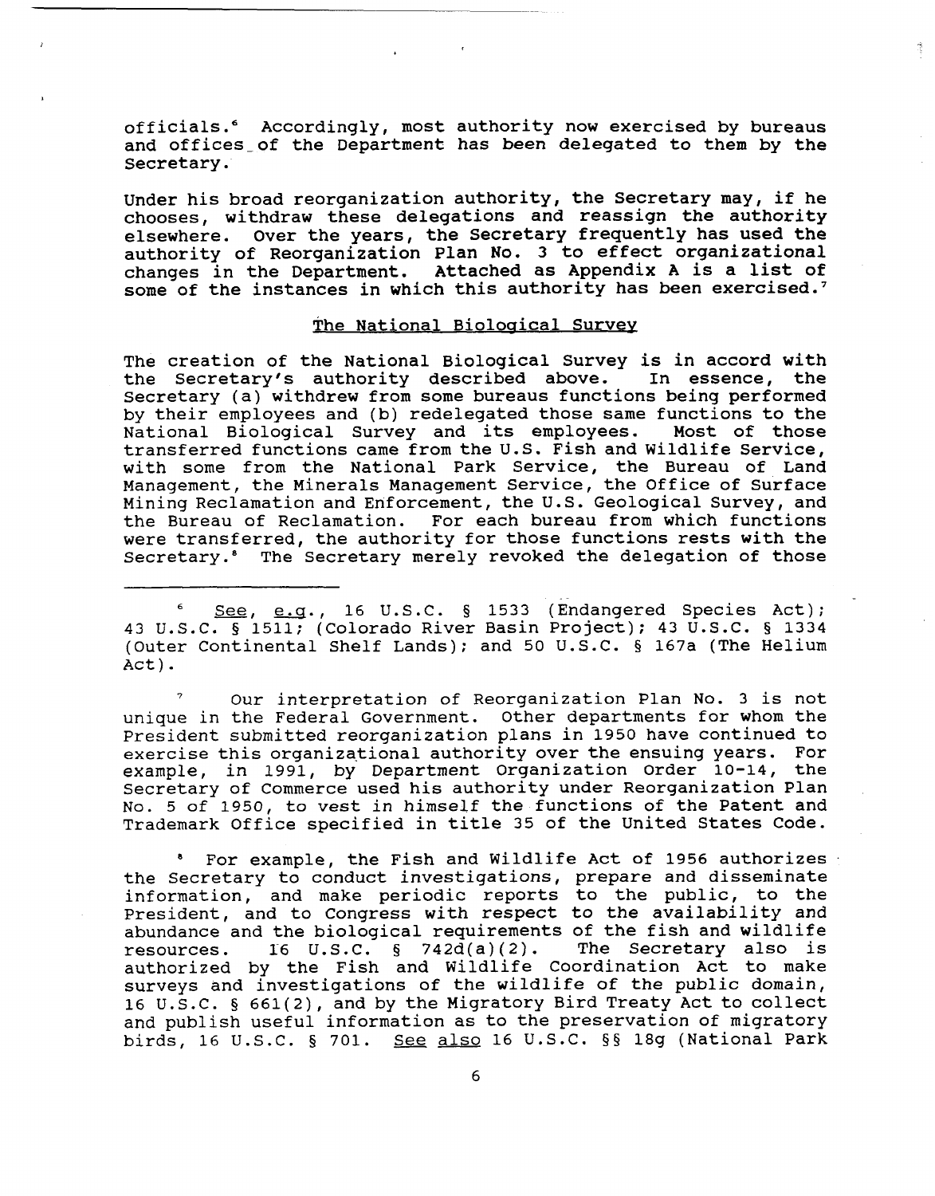officials.[6] Accordingly, most authority now exercised by bureaus and offices of the Department has been delegated to them by the Secretary.

Under his broad reorganization authority, the Secretary may, if he chooses, withdraw these delegations and reassign the authority elsewhere. Over the years, the Secretary frequently has used the authority of Reorganization Plan No. 3 to effect organizational changes in the Department. Attached as Appendix A is a list of some of the instances in which this authority has been exercised.[7]

## The National Biological Survey

The creation of the National Biological Survey is in accord with the Secretary's authority described above. In essence, the Secretary (a) withdrew from some bureaus functions being performed by their employees and (b) redelegated those same functions to the National Biological Survey and its employees. Most of those transferred functions came from the U.S. Fish and Wildlife Service, with some from the National Park Service, the Bureau of Land Management, the Minerals Management Service, the Office of Surface Mining Reclamation and Enforcement, the U.S. Geological Survey, and the Bureau of Reclamation. For each bureau from which functions were transferred, the authority for those functions rests with the Secretary.[8] The Secretary merely revoked the delegation of those

---

[6] See, e.g., 16 U.S.C. § 1533 (Endangered Species Act); 43 U.S.C. § 1511; (Colorado River Basin Project); 43 U.S.C. § 1334 (Outer Continental Shelf Lands); and 50 U.S.C. § 167a (The Helium Act).

[7] Our interpretation of Reorganization Plan No. 3 is not unique in the Federal Government. Other departments for whom the President submitted reorganization plans in 1950 have continued to exercise this organizational authority over the ensuing years. For example, in 1991, by Department Organization Order 10-14, the Secretary of Commerce used his authority under Reorganization Plan No. 5 of 1950, to vest in himself the functions of the Patent and Trademark Office specified in title 35 of the United States Code.

[8] For example, the Fish and Wildlife Act of 1956 authorizes the Secretary to conduct investigations, prepare and disseminate information, and make periodic reports to the public, to the President, and to Congress with respect to the availability and abundance and the biological requirements of the fish and wildlife resources. 16 U.S.C. § 742d(a)(2). The Secretary also is authorized by the Fish and Wildlife Coordination Act to make surveys and investigations of the wildlife of the public domain, 16 U.S.C. § 661(2), and by the Migratory Bird Treaty Act to collect and publish useful information as to the preservation of migratory birds, 16 U.S.C. § 701. See also 16 U.S.C. §§ 18g (National Park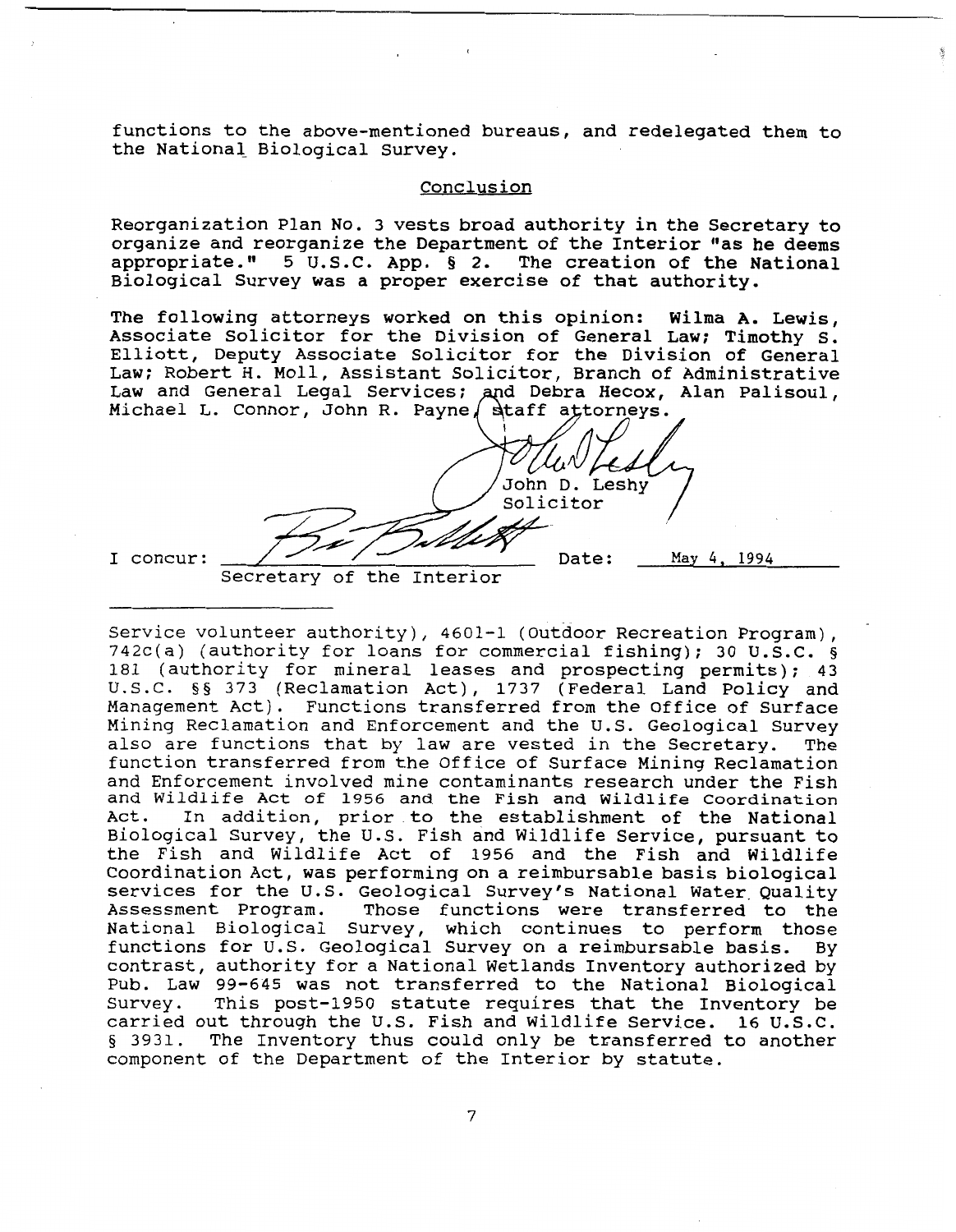functions to the above-mentioned bureaus, and redelegated them to the National Biological Survey.

## Conclusion

Reorganization Plan No. 3 vests broad authority in the Secretary to organize and reorganize the Department of the Interior "as he deems appropriate." 5 U.S.C. App. § 2. The creation of the National Biological Survey was a proper exercise of that authority.

The following attorneys worked on this opinion: Wilma A. Lewis, Associate Solicitor for the Division of General Law; Timothy S. Elliott, Deputy Associate Solicitor for the Division of General Law; Robert H. Moll, Assistant Solicitor, Branch of Administrative Law and General Legal Services; and Debra Hecox, Alan Palisoul, Michael L. Connor, John R. Payne, staff attorneys.

John D. Leshy
Solicitor

I concur: ______________________ Date: May 4, 1994
Secretary of the Interior

---

Service volunteer authority), 4601-1 (Outdoor Recreation Program), 742c(a) (authority for loans for commercial fishing); 30 U.S.C. § 181 (authority for mineral leases and prospecting permits); 43 U.S.C. §§ 373 (Reclamation Act), 1737 (Federal Land Policy and Management Act). Functions transferred from the Office of Surface Mining Reclamation and Enforcement and the U.S. Geological Survey also are functions that by law are vested in the Secretary. The function transferred from the Office of Surface Mining Reclamation and Enforcement involved mine contaminants research under the Fish and Wildlife Act of 1956 and the Fish and Wildlife Coordination Act. In addition, prior to the establishment of the National Biological Survey, the U.S. Fish and Wildlife Service, pursuant to the Fish and Wildlife Act of 1956 and the Fish and Wildlife Coordination Act, was performing on a reimbursable basis biological services for the U.S. Geological Survey's National Water Quality Assessment Program. Those functions were transferred to the National Biological Survey, which continues to perform those functions for U.S. Geological Survey on a reimbursable basis. By contrast, authority for a National Wetlands Inventory authorized by Pub. Law 99-645 was not transferred to the National Biological Survey. This post-1950 statute requires that the Inventory be carried out through the U.S. Fish and Wildlife Service. 16 U.S.C. § 3931. The Inventory thus could only be transferred to another component of the Department of the Interior by statute.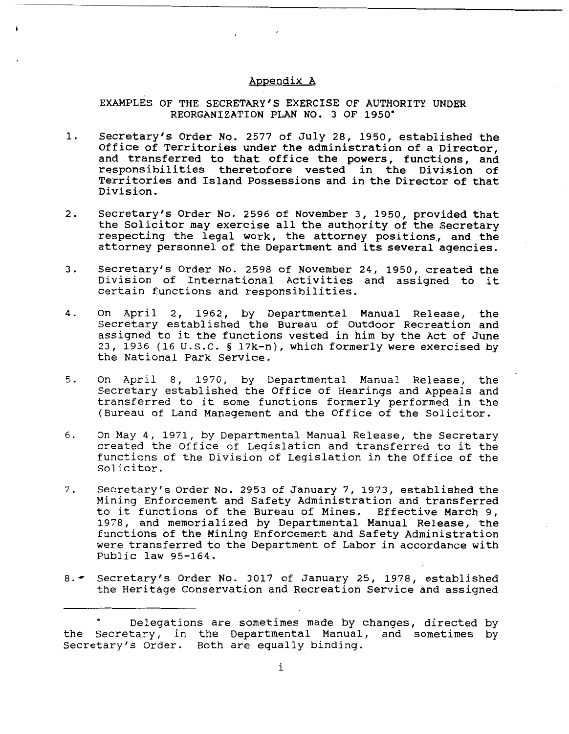Appendix A

EXAMPLES OF THE SECRETARY'S EXERCISE OF AUTHORITY UNDER REORGANIZATION PLAN NO. 3 OF 1950*

1. Secretary's Order No. 2577 of July 28, 1950, established the Office of Territories under the administration of a Director, and transferred to that office the powers, functions, and responsibilities theretofore vested in the Division of Territories and Island Possessions and in the Director of that Division.

2. Secretary's Order No. 2596 of November 3, 1950, provided that the Solicitor may exercise all the authority of the Secretary respecting the legal work, the attorney positions, and the attorney personnel of the Department and its several agencies.

3. Secretary's Order No. 2598 of November 24, 1950, created the Division of International Activities and assigned to it certain functions and responsibilities.

4. On April 2, 1962, by Departmental Manual Release, the Secretary established the Bureau of Outdoor Recreation and assigned to it the functions vested in him by the Act of June 23, 1936 (16 U.S.C. § 17k-n), which formerly were exercised by the National Park Service.

5. On April 8, 1970, by Departmental Manual Release, the Secretary established the Office of Hearings and Appeals and transferred to it some functions formerly performed in the (Bureau of Land Management and the Office of the Solicitor.

6. On May 4, 1971, by Departmental Manual Release, the Secretary created the Office of Legislation and transferred to it the functions of the Division of Legislation in the Office of the Solicitor.

7. Secretary's Order No. 2953 of January 7, 1973, established the Mining Enforcement and Safety Administration and transferred to it functions of the Bureau of Mines. Effective March 9, 1978, and memorialized by Departmental Manual Release, the functions of the Mining Enforcement and Safety Administration were transferred to the Department of Labor in accordance with Public law 95-164.

8. Secretary's Order No. 3017 of January 25, 1978, established the Heritage Conservation and Recreation Service and assigned

---

\* Delegations are sometimes made by changes, directed by the Secretary, in the Departmental Manual, and sometimes by Secretary's Order. Both are equally binding.